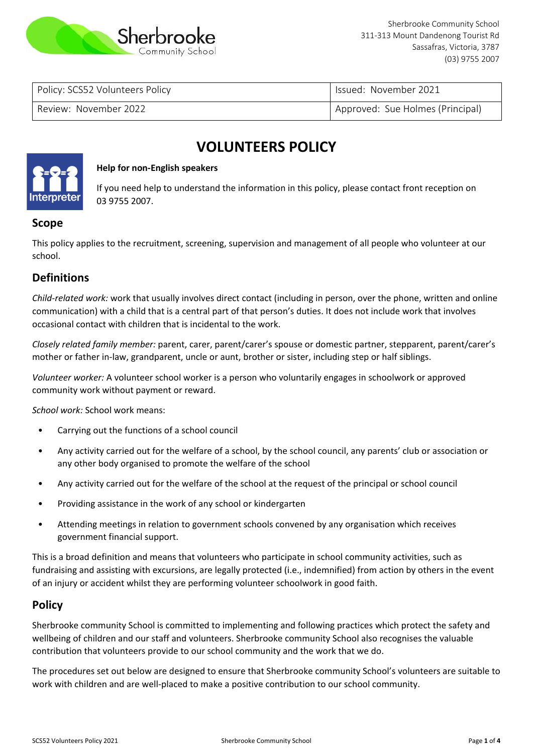Sherbrooke Community School
311-313 Mount Dandenong Tourist Rd
Sassafras, Victoria, 3787
(03) 9755 2007

| Policy: SCS52 Volunteers Policy | Issued: November 2021 |
| --- | --- |
| Review: November 2022 | Approved: Sue Holmes (Principal) |

# VOLUNTEERS POLICY

**Help for non-English speakers**

If you need help to understand the information in this policy, please contact front reception on 03 9755 2007.

## Scope

This policy applies to the recruitment, screening, supervision and management of all people who volunteer at our school.

## Definitions

*Child-related work:* work that usually involves direct contact (including in person, over the phone, written and online communication) with a child that is a central part of that person's duties. It does not include work that involves occasional contact with children that is incidental to the work.

*Closely related family member:* parent, carer, parent/carer's spouse or domestic partner, stepparent, parent/carer's mother or father in-law, grandparent, uncle or aunt, brother or sister, including step or half siblings.

*Volunteer worker:* A volunteer school worker is a person who voluntarily engages in schoolwork or approved community work without payment or reward.

*School work:* School work means:

- Carrying out the functions of a school council
- Any activity carried out for the welfare of a school, by the school council, any parents' club or association or any other body organised to promote the welfare of the school
- Any activity carried out for the welfare of the school at the request of the principal or school council
- Providing assistance in the work of any school or kindergarten
- Attending meetings in relation to government schools convened by any organisation which receives government financial support.

This is a broad definition and means that volunteers who participate in school community activities, such as fundraising and assisting with excursions, are legally protected (i.e., indemnified) from action by others in the event of an injury or accident whilst they are performing volunteer schoolwork in good faith.

## Policy

Sherbrooke community School is committed to implementing and following practices which protect the safety and wellbeing of children and our staff and volunteers. Sherbrooke community School also recognises the valuable contribution that volunteers provide to our school community and the work that we do.

The procedures set out below are designed to ensure that Sherbrooke community School's volunteers are suitable to work with children and are well-placed to make a positive contribution to our school community.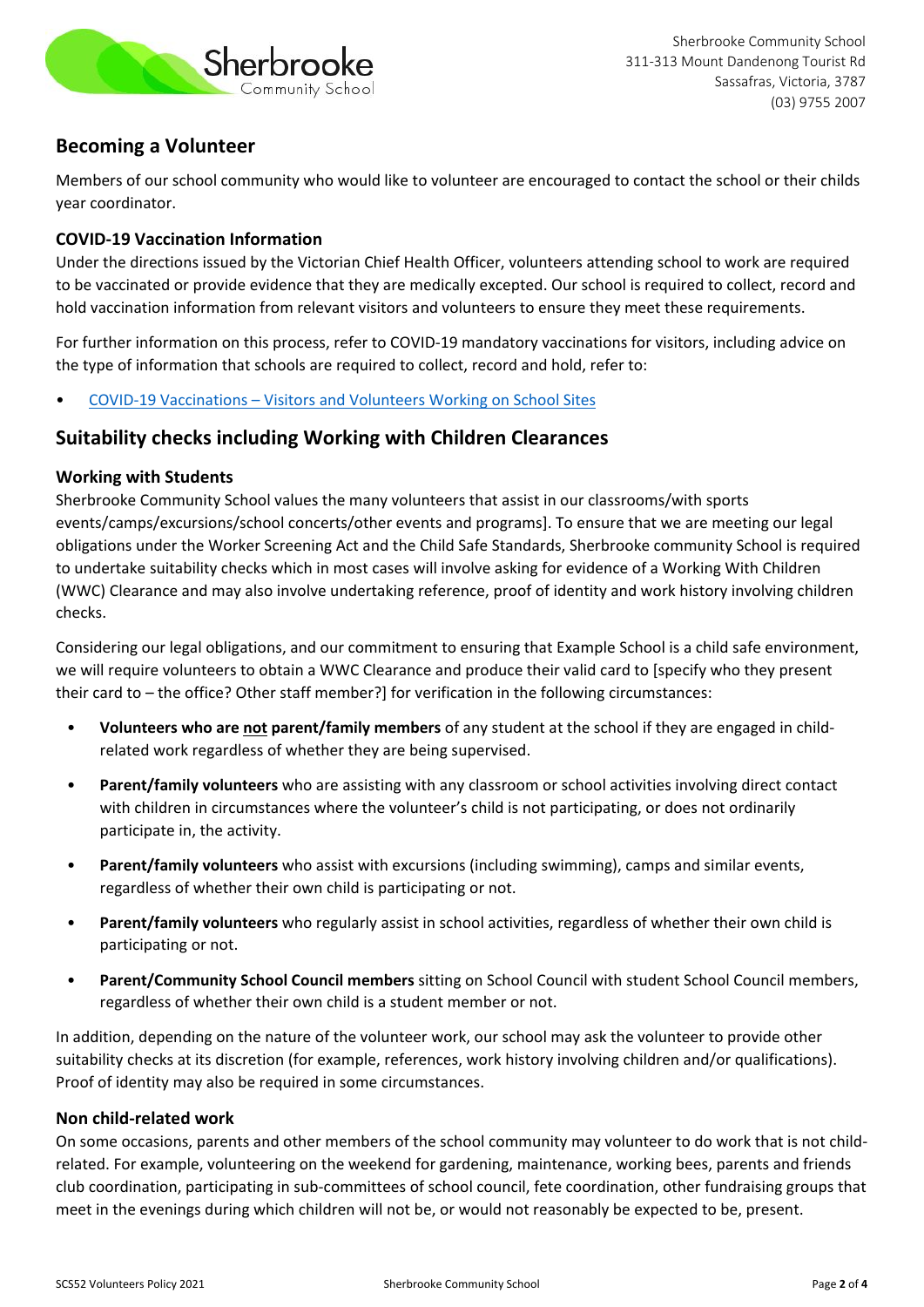## Becoming a Volunteer

Members of our school community who would like to volunteer are encouraged to contact the school or their childs year coordinator.

### COVID-19 Vaccination Information

Under the directions issued by the Victorian Chief Health Officer, volunteers attending school to work are required to be vaccinated or provide evidence that they are medically excepted. Our school is required to collect, record and hold vaccination information from relevant visitors and volunteers to ensure they meet these requirements.

For further information on this process, refer to COVID-19 mandatory vaccinations for visitors, including advice on the type of information that schools are required to collect, record and hold, refer to:

- COVID-19 Vaccinations – Visitors and Volunteers Working on School Sites

## Suitability checks including Working with Children Clearances

### Working with Students

Sherbrooke Community School values the many volunteers that assist in our classrooms/with sports events/camps/excursions/school concerts/other events and programs]. To ensure that we are meeting our legal obligations under the Worker Screening Act and the Child Safe Standards, Sherbrooke community School is required to undertake suitability checks which in most cases will involve asking for evidence of a Working With Children (WWC) Clearance and may also involve undertaking reference, proof of identity and work history involving children checks.

Considering our legal obligations, and our commitment to ensuring that Example School is a child safe environment, we will require volunteers to obtain a WWC Clearance and produce their valid card to [specify who they present their card to – the office? Other staff member?] for verification in the following circumstances:

- **Volunteers who are not parent/family members** of any student at the school if they are engaged in child-related work regardless of whether they are being supervised.
- **Parent/family volunteers** who are assisting with any classroom or school activities involving direct contact with children in circumstances where the volunteer's child is not participating, or does not ordinarily participate in, the activity.
- **Parent/family volunteers** who assist with excursions (including swimming), camps and similar events, regardless of whether their own child is participating or not.
- **Parent/family volunteers** who regularly assist in school activities, regardless of whether their own child is participating or not.
- **Parent/Community School Council members** sitting on School Council with student School Council members, regardless of whether their own child is a student member or not.

In addition, depending on the nature of the volunteer work, our school may ask the volunteer to provide other suitability checks at its discretion (for example, references, work history involving children and/or qualifications). Proof of identity may also be required in some circumstances.

### Non child-related work

On some occasions, parents and other members of the school community may volunteer to do work that is not child-related. For example, volunteering on the weekend for gardening, maintenance, working bees, parents and friends club coordination, participating in sub-committees of school council, fete coordination, other fundraising groups that meet in the evenings during which children will not be, or would not reasonably be expected to be, present.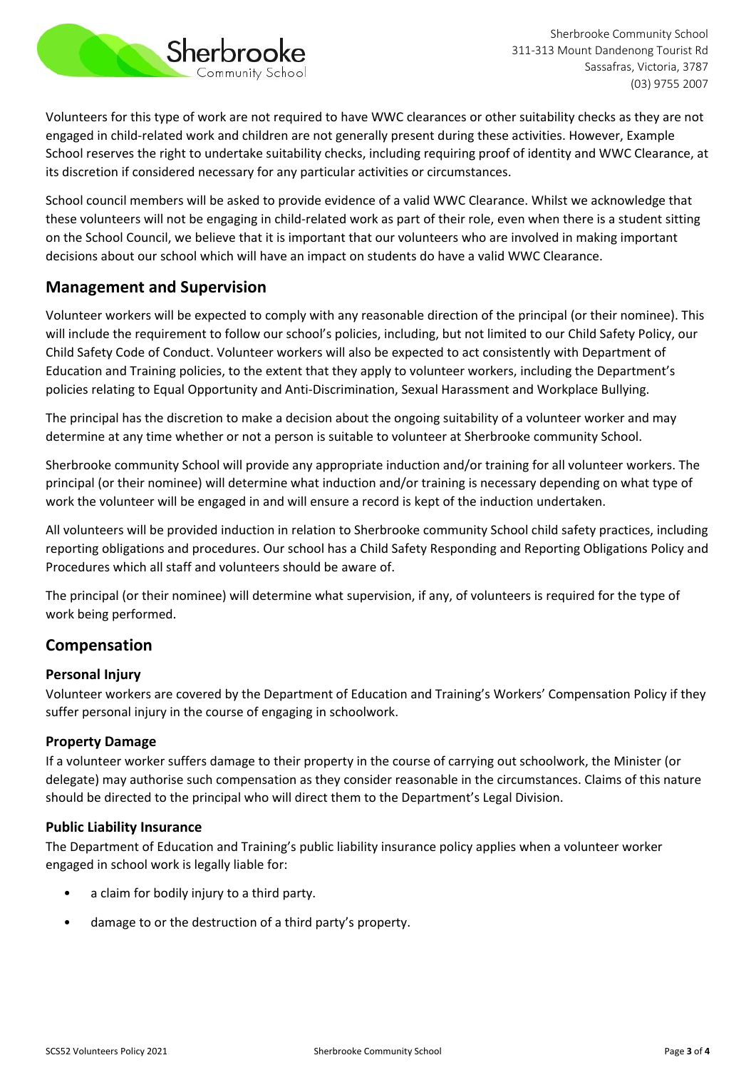Volunteers for this type of work are not required to have WWC clearances or other suitability checks as they are not engaged in child-related work and children are not generally present during these activities. However, Example School reserves the right to undertake suitability checks, including requiring proof of identity and WWC Clearance, at its discretion if considered necessary for any particular activities or circumstances.

School council members will be asked to provide evidence of a valid WWC Clearance. Whilst we acknowledge that these volunteers will not be engaging in child-related work as part of their role, even when there is a student sitting on the School Council, we believe that it is important that our volunteers who are involved in making important decisions about our school which will have an impact on students do have a valid WWC Clearance.

## Management and Supervision

Volunteer workers will be expected to comply with any reasonable direction of the principal (or their nominee). This will include the requirement to follow our school's policies, including, but not limited to our Child Safety Policy, our Child Safety Code of Conduct. Volunteer workers will also be expected to act consistently with Department of Education and Training policies, to the extent that they apply to volunteer workers, including the Department's policies relating to Equal Opportunity and Anti-Discrimination, Sexual Harassment and Workplace Bullying.

The principal has the discretion to make a decision about the ongoing suitability of a volunteer worker and may determine at any time whether or not a person is suitable to volunteer at Sherbrooke community School.

Sherbrooke community School will provide any appropriate induction and/or training for all volunteer workers. The principal (or their nominee) will determine what induction and/or training is necessary depending on what type of work the volunteer will be engaged in and will ensure a record is kept of the induction undertaken.

All volunteers will be provided induction in relation to Sherbrooke community School child safety practices, including reporting obligations and procedures. Our school has a Child Safety Responding and Reporting Obligations Policy and Procedures which all staff and volunteers should be aware of.

The principal (or their nominee) will determine what supervision, if any, of volunteers is required for the type of work being performed.

## Compensation

### Personal Injury

Volunteer workers are covered by the Department of Education and Training's Workers' Compensation Policy if they suffer personal injury in the course of engaging in schoolwork.

### Property Damage

If a volunteer worker suffers damage to their property in the course of carrying out schoolwork, the Minister (or delegate) may authorise such compensation as they consider reasonable in the circumstances. Claims of this nature should be directed to the principal who will direct them to the Department's Legal Division.

### Public Liability Insurance

The Department of Education and Training's public liability insurance policy applies when a volunteer worker engaged in school work is legally liable for:

- a claim for bodily injury to a third party.
- damage to or the destruction of a third party's property.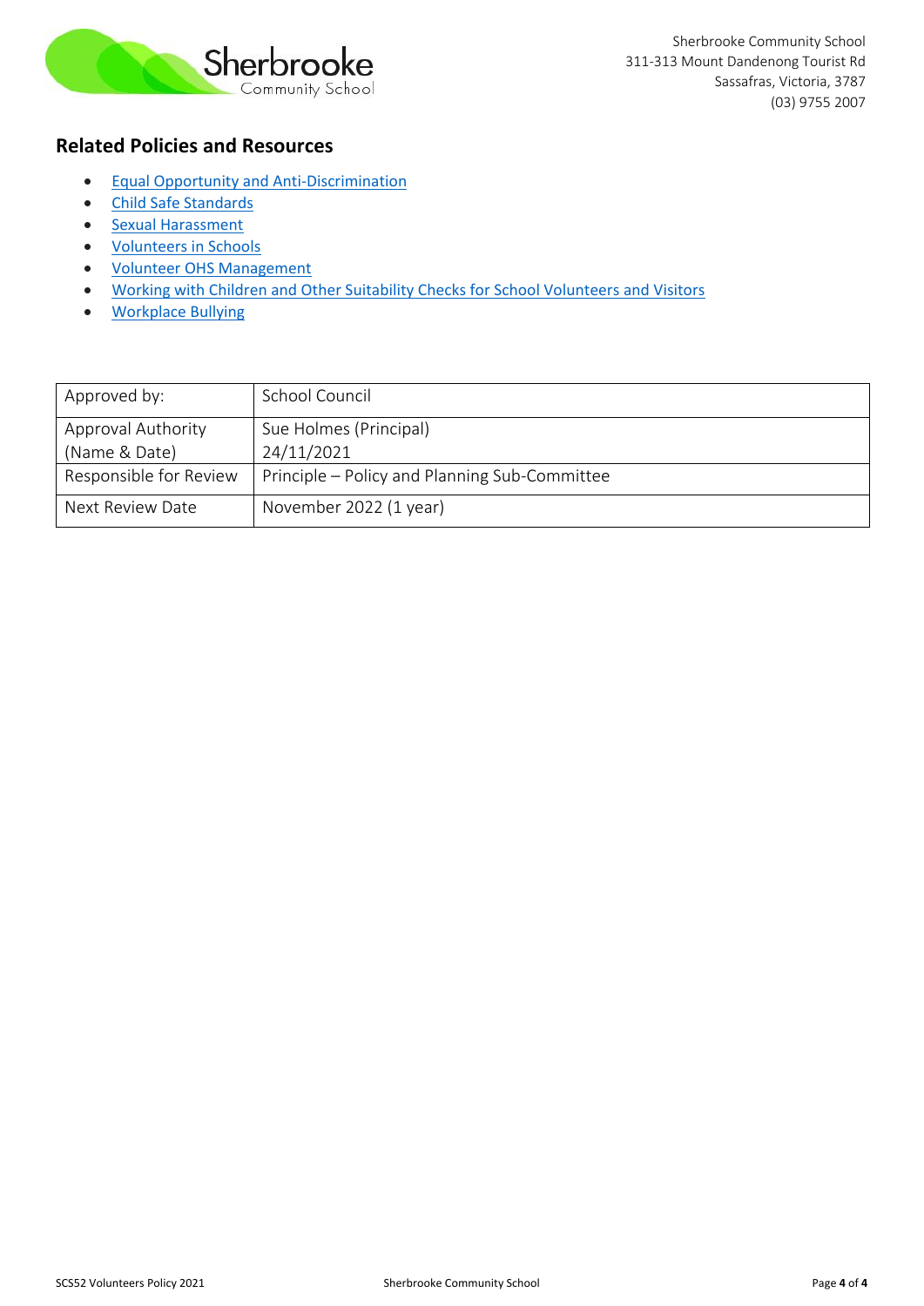## Related Policies and Resources

- Equal Opportunity and Anti-Discrimination
- Child Safe Standards
- Sexual Harassment
- Volunteers in Schools
- Volunteer OHS Management
- Working with Children and Other Suitability Checks for School Volunteers and Visitors
- Workplace Bullying

| | |
|---|---|
| Approved by: | School Council |
| Approval Authority (Name & Date) | Sue Holmes (Principal) 24/11/2021 |
| Responsible for Review | Principle – Policy and Planning Sub-Committee |
| Next Review Date | November 2022 (1 year) |